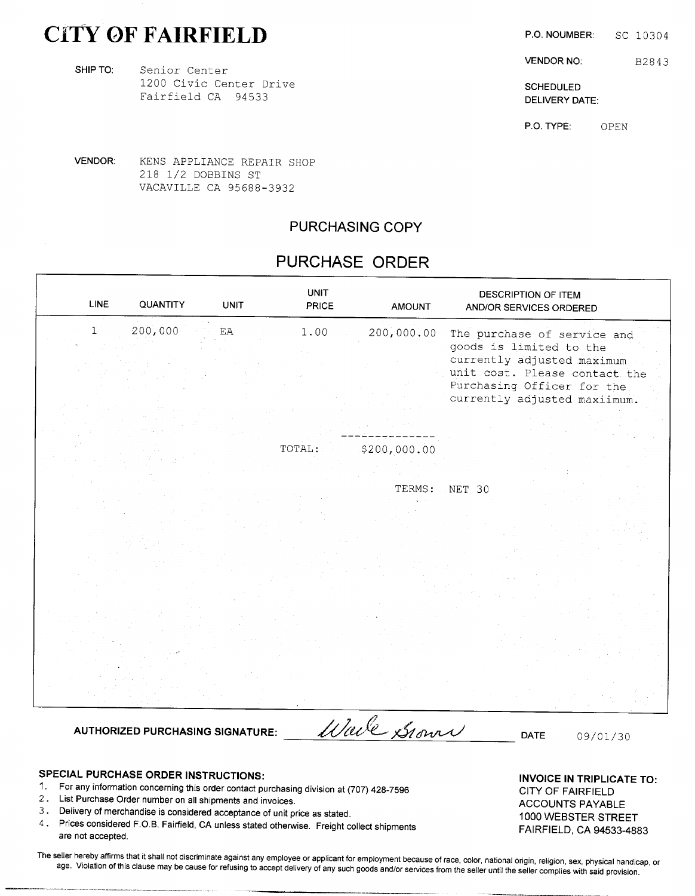# CITY OF FAIRFIELD

SHIP TO: Senior Center
1200 Civic Center Drive
Fairfield CA 94533

P.O. NOUMBER: SC 10304

VENDOR NO: B2843

SCHEDULED DELIVERY DATE:

P.O. TYPE: OPEN

VENDOR: KENS APPLIANCE REPAIR SHOP
218 1/2 DOBBINS ST
VACAVILLE CA 95688-3932

## PURCHASING COPY

## PURCHASE ORDER

| LINE | QUANTITY | UNIT | UNIT PRICE | AMOUNT | DESCRIPTION OF ITEM AND/OR SERVICES ORDERED |
|---|---|---|---|---|---|
| 1 | 200,000 | EA | 1.00 | 200,000.00 | The purchase of service and goods is limited to the currently adjusted maximum unit cost. Please contact the Purchasing Officer for the currently adjusted maxiimum. |
| | | | TOTAL: | $200,000.00 | |
| | | | | TERMS: | NET 30 |

AUTHORIZED PURCHASING SIGNATURE: Wade Brown DATE 09/01/30

### SPECIAL PURCHASE ORDER INSTRUCTIONS:

1. For any information concerning this order contact purchasing division at (707) 428-7596
2. List Purchase Order number on all shipments and invoices.
3. Delivery of merchandise is considered acceptance of unit price as stated.
4. Prices considered F.O.B. Fairfield, CA unless stated otherwise. Freight collect shipments are not accepted.

**INVOICE IN TRIPLICATE TO:**
CITY OF FAIRFIELD
ACCOUNTS PAYABLE
1000 WEBSTER STREET
FAIRFIELD, CA 94533-4883

The seller hereby affirms that it shall not discriminate against any employee or applicant for employment because of race, color, national origin, religion, sex, physical handicap, or age. Violation of this clause may be cause for refusing to accept delivery of any such goods and/or services from the seller until the seller complies with said provision.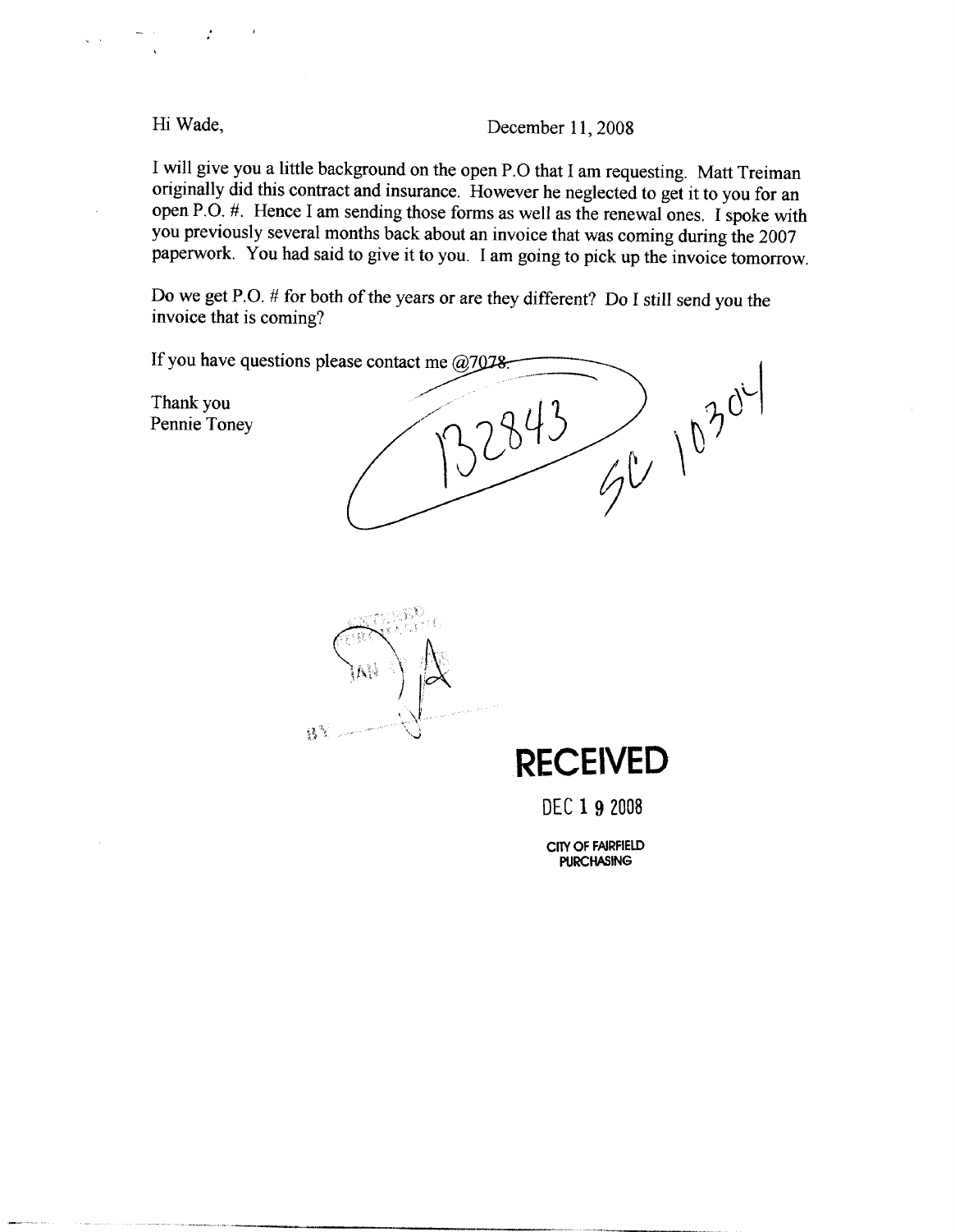Hi Wade,

December 11, 2008

I will give you a little background on the open P.O that I am requesting. Matt Treiman originally did this contract and insurance. However he neglected to get it to you for an open P.O. #. Hence I am sending those forms as well as the renewal ones. I spoke with you previously several months back about an invoice that was coming during the 2007 paperwork. You had said to give it to you. I am going to pick up the invoice tomorrow.

Do we get P.O. # for both of the years or are they different? Do I still send you the invoice that is coming?

If you have questions please contact me @7078.

Thank you
Pennie Toney

132843

SC 10304

**RECEIVED**

DEC 19 2008

CITY OF FAIRFIELD
PURCHASING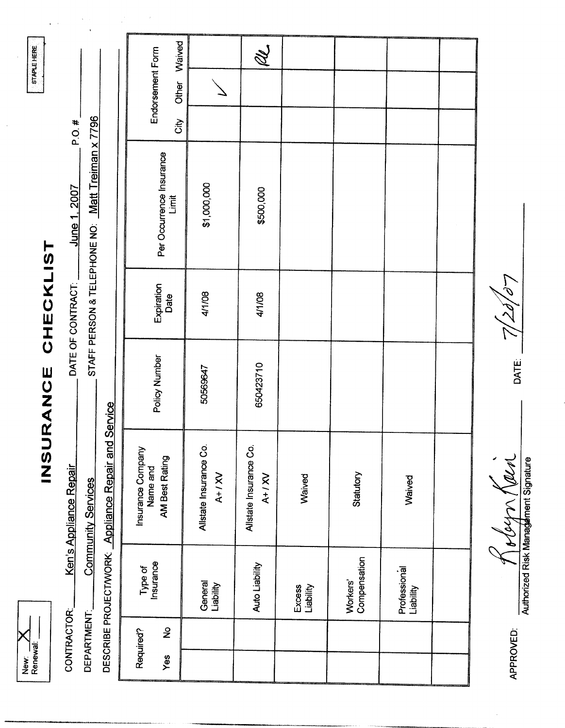New: X
Renewal: ___

STAPLE HERE

# INSURANCE CHECKLIST

CONTRACTOR: Ken's Appliance Repair

DATE OF CONTRACT: June 1, 2007 P.O. # ___

DEPARTMENT: Community Services

STAFF PERSON & TELEPHONE NO: Matt Treiman x 7796

DESCRIBE PROJECT/WORK: Appliance Repair and Service

| Required? Yes | Required? No | Type of Insurance | Insurance Company Name and AM Best Rating | Policy Number | Expiration Date | Per Occurrence Insurance Limit | Endorsement Form City | Endorsement Form Other | Endorsement Form Waived |
|---|---|---|---|---|---|---|---|---|---|
| | | General Liability | Allstate Insurance Co. A+ / XV | 50569647 | 4/1/08 | $1,000,000 | | ✓ | |
| | | Auto Liability | Allstate Insurance Co. A+ / XV | 650423710 | 4/1/08 | $500,000 | | | RK |
| | | Excess Liability | Waived | | | | | | |
| | | Workers' Compensation | Statutory | | | | | | |
| | | Professional Liability | Waived | | | | | | |
| | | | | | | | | | |

APPROVED: Robyn Kori
Authorized Risk Management Signature

DATE: 7/20/07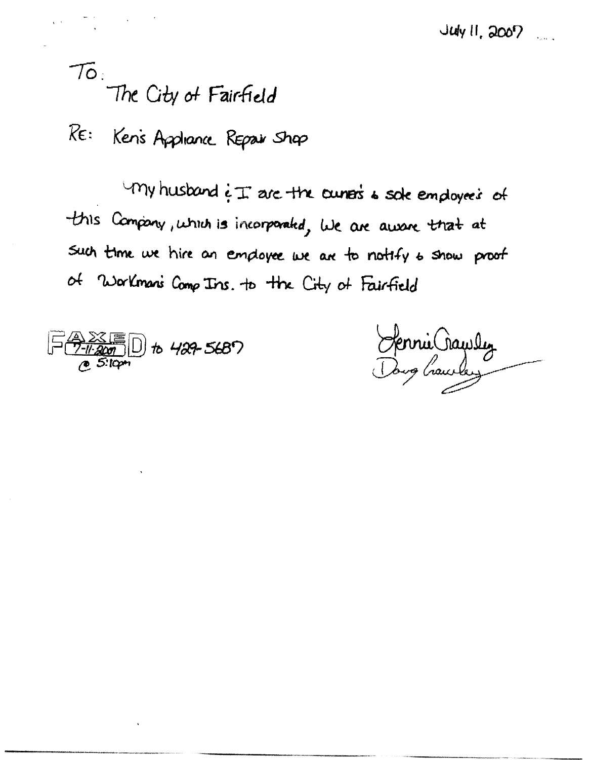July 11, 2007

To:

The City of Fairfield

RE: Ken's Appliance Repair Shop

My husband & I are the owners & sole employee's of this Company, which is incorporated, We are aware that at such time we hire an employee we are to notify & show proof of Workman's Comp Ins. to the City of Fairfield

FAXED 7-11-2007 to 429-5687 @ 5:10pm

Jennie Crawley

Doug Crawley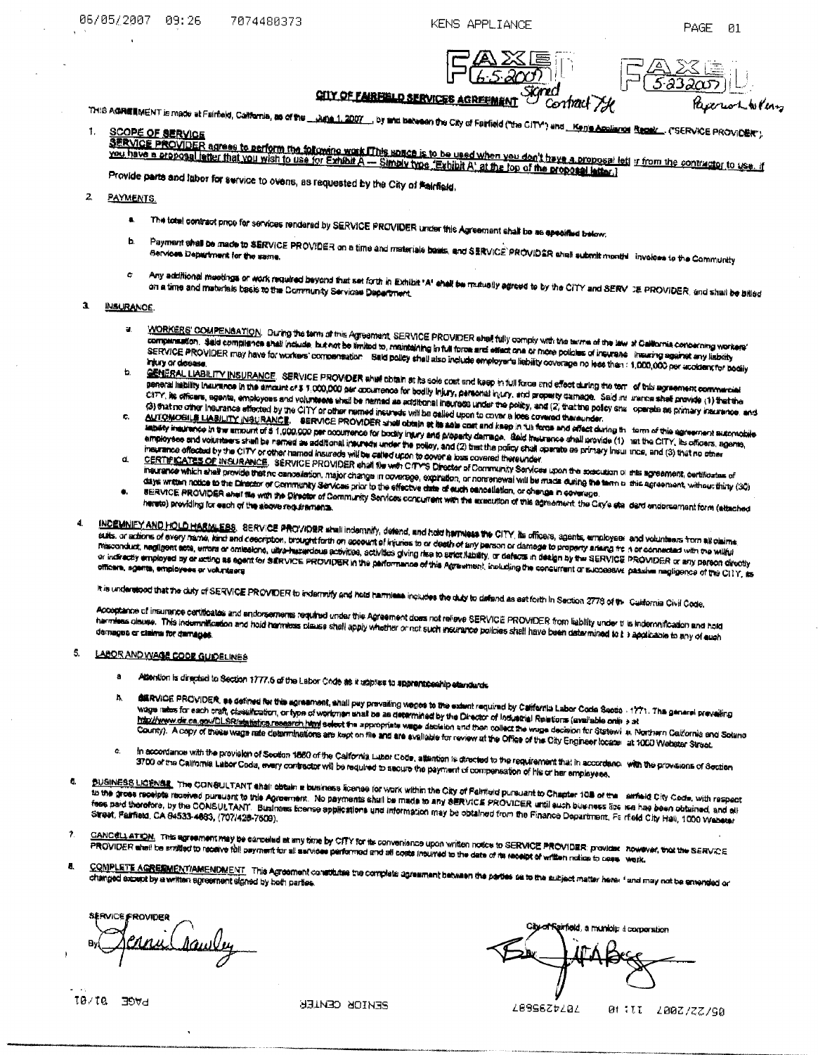FAXED 6-5-2007 Signed Contract 7X

FAXED 5-23-2007 Paperwork to Ken

## CITY OF FAIRFIELD SERVICES AGREEMENT

THIS AGREEMENT is made at Fairfield, California, as of the June 1, 2007, by and between the City of Fairfield ("the CITY") and Kens Appliance Repair ("SERVICE PROVIDER").

1. **SCOPE OF SERVICE**

   SERVICE PROVIDER agrees to perform the following work [This space is to be used when you don't have a proposal letter from the contractor to use. If you have a proposal letter that you wish to use for Exhibit A — Simply type "Exhibit A" at the top of the proposal letter.]

   Provide parts and labor for service to ovens, as requested by the City of Fairfield.

2. PAYMENTS.

   a. The total contract price for services rendered by SERVICE PROVIDER under this Agreement shall be as specified below.

   b. Payment shall be made to SERVICE PROVIDER on a time and materials basis, and SERVICE PROVIDER shall submit monthly invoices to the Community Services Department for the same.

   c. Any additional meetings or work required beyond that set forth in Exhibit "A" shall be mutually agreed to by the CITY and SERVICE PROVIDER, and shall be billed on a time and materials basis to the Community Services Department.

3. INSURANCE.

   a. WORKERS' COMPENSATION. During the term of this Agreement, SERVICE PROVIDER shall fully comply with the terms of the law of California concerning workers' compensation. Said compliance shall include, but not be limited to, maintaining in full force and effect one or more policies of insurance insuring against any liability SERVICE PROVIDER may have for workers' compensation. Said policy shall also include employer's liability coverage no less than $1,000,000 per accident for bodily injury or disease.

   b. GENERAL LIABILITY INSURANCE. SERVICE PROVIDER shall obtain at its sole cost and keep in full force and effect during the term of this agreement commercial general liability insurance in the amount of $1,000,000 per occurrence for bodily injury, personal injury, and property damage. Said insurance shall provide (1) that the CITY, its officers, agents, employees and volunteers shall be named as additional insureds under the policy, and (2) that the policy shall operate as primary insurance, and (3) that no other insurance effected by the CITY or other named insureds will be called upon to cover a loss covered thereunder.

   c. AUTOMOBILE LIABILITY INSURANCE. SERVICE PROVIDER shall obtain at its sole cost and keep in full force and effect during the term of this agreement automobile liability insurance in the amount of $1,000,000 per occurrence for bodily injury and property damage. Said insurance shall provide (1) that the CITY, its officers, agents, employees and volunteers shall be named as additional insureds under the policy, and (2) that the policy shall operate as primary insurance, and (3) that no other insurance effected by the CITY or other named insureds will be called upon to cover a loss covered thereunder.

   d. CERTIFICATES OF INSURANCE. SERVICE PROVIDER shall file with CITY'S Director of Community Services upon the execution of this agreement, certificates of insurance which shall provide that no cancellation, major change in coverage, expiration, or nonrenewal will be made during the term of this agreement, without thirty (30) days written notice to the Director of Community Services prior to the effective date of such cancellation, or change in coverage.

   e. SERVICE PROVIDER shall file with the Director of Community Services concurrent with the execution of this agreement the City's standard endorsement form (attached hereto) providing for each of the above requirements.

4. INDEMNIFY AND HOLD HARMLESS. SERVICE PROVIDER shall indemnify, defend, and hold harmless the CITY, its officers, agents, employees and volunteers from all claims, suits, or actions of every name, kind and description, brought forth on account of injuries to or death of any person or damage to property arising from or connected with the willful misconduct, negligent acts, errors or omissions, ultra-hazardous activities, activities giving rise to strict liability, or defects in design by the SERVICE PROVIDER or any person directly or indirectly employed by or acting as agent for SERVICE PROVIDER in the performance of this Agreement, including the concurrent or successive passive negligence of the CITY, its officers, agents, employees or volunteers.

   It is understood that the duty of SERVICE PROVIDER to indemnify and hold harmless includes the duty to defend as set forth in Section 2778 of the California Civil Code.

   Acceptance of insurance certificates and endorsements required under this Agreement does not relieve SERVICE PROVIDER from liability under this indemnification and hold harmless clause. This indemnification and hold harmless clause shall apply whether or not such insurance policies shall have been determined to be applicable to any of such damages or claims for damages.

5. LABOR AND WAGE CODE GUIDELINES

   a. Attention is directed to Section 1777.5 of the Labor Code as it applies to apprenticeship standards.

   b. SERVICE PROVIDER, as defined for this agreement, shall pay prevailing wages to the extent required by California Labor Code Section 1771. The general prevailing wage rates for each craft, classification, or type of workman shall be as determined by the Director of Industrial Relations (available online at http://www.dir.ca.gov/DLSR/statistics_research.html select the appropriate wage decision and then collect the wage decision for Statewide, Northern California and Solano County). A copy of these wage rate determinations are kept on file and are available for review at the Office of the City Engineer located at 1000 Webster Street.

   c. In accordance with the provision of Section 1860 of the California Labor Code, attention is directed to the requirement that in accordance with the provisions of Section 3700 of the California Labor Code, every contractor will be required to secure the payment of compensation of his or her employees.

6. BUSINESS LICENSE. The CONSULTANT shall obtain a business license for work within the City of Fairfield pursuant to Chapter 10B of the Fairfield City Code, with respect to the gross receipts received pursuant to this Agreement. No payments shall be made to any SERVICE PROVIDER until such business license has been obtained, and all fees paid therefore, by the CONSULTANT. Business license applications and information may be obtained from the Finance Department, Fairfield City Hall, 1000 Webster Street, Fairfield, CA 94533-4883, (707)428-7509).

7. CANCELLATION. This agreement may be canceled at any time by CITY for its convenience upon written notice to SERVICE PROVIDER, provided, however, that the SERVICE PROVIDER shall be entitled to receive full payment for all services performed and all costs incurred to the date of its receipt of written notice to cease work.

8. COMPLETE AGREEMENT/AMENDMENT. This Agreement constitutes the complete agreement between the parties as to the subject matter hereof and may not be amended or changed except by a written agreement signed by both parties.

SERVICE PROVIDER

By [signature: Kenni Crawley]

City of Fairfield, a municipal corporation

By [signature]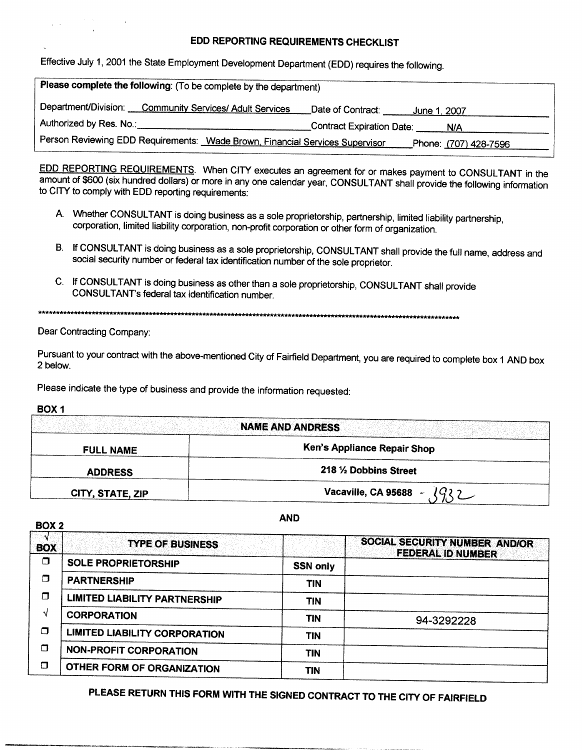# EDD REPORTING REQUIREMENTS CHECKLIST

Effective July 1, 2001 the State Employment Development Department (EDD) requires the following.

| **Please complete the following**: (To be complete by the department) | |
|---|---|
| Department/Division: Community Services/ Adult Services | Date of Contract: June 1, 2007 |
| Authorized by Res. No.: | Contract Expiration Date: N/A |
| Person Reviewing EDD Requirements: Wade Brown, Financial Services Supervisor | Phone: (707) 428-7596 |

EDD REPORTING REQUIREMENTS. When CITY executes an agreement for or makes payment to CONSULTANT in the amount of $600 (six hundred dollars) or more in any one calendar year, CONSULTANT shall provide the following information to CITY to comply with EDD reporting requirements:

A. Whether CONSULTANT is doing business as a sole proprietorship, partnership, limited liability partnership, corporation, limited liability corporation, non-profit corporation or other form of organization.

B. If CONSULTANT is doing business as a sole proprietorship, CONSULTANT shall provide the full name, address and social security number or federal tax identification number of the sole proprietor.

C. If CONSULTANT is doing business as other than a sole proprietorship, CONSULTANT shall provide CONSULTANT's federal tax identification number.

\*\*\*\*\*\*\*\*\*\*\*\*\*\*\*\*\*\*\*\*\*\*\*\*\*\*\*\*\*\*\*\*\*\*\*\*\*\*\*\*\*\*\*\*\*\*\*\*\*\*\*\*\*\*\*\*\*\*\*\*\*\*\*\*\*\*\*\*\*\*\*\*\*\*

Dear Contracting Company:

Pursuant to your contract with the above-mentioned City of Fairfield Department, you are required to complete box 1 AND box 2 below.

Please indicate the type of business and provide the information requested:

**BOX 1**

| **NAME AND ANDRESS** | |
|---|---|
| **FULL NAME** | **Ken's Appliance Repair Shop** |
| **ADDRESS** | **218 ½ Dobbins Street** |
| **CITY, STATE, ZIP** | **Vacaville, CA 95688** - 1932 |

**AND**

**BOX 2**

| √ BOX | TYPE OF BUSINESS | | SOCIAL SECURITY NUMBER AND/OR FEDERAL ID NUMBER |
|---|---|---|---|
| ☐ | SOLE PROPRIETORSHIP | SSN only | |
| ☐ | PARTNERSHIP | TIN | |
| ☐ | LIMITED LIABILITY PARTNERSHIP | TIN | |
| √ | CORPORATION | TIN | 94-3292228 |
| ☐ | LIMITED LIABILITY CORPORATION | TIN | |
| ☐ | NON-PROFIT CORPORATION | TIN | |
| ☐ | OTHER FORM OF ORGANIZATION | TIN | |

**PLEASE RETURN THIS FORM WITH THE SIGNED CONTRACT TO THE CITY OF FAIRFIELD**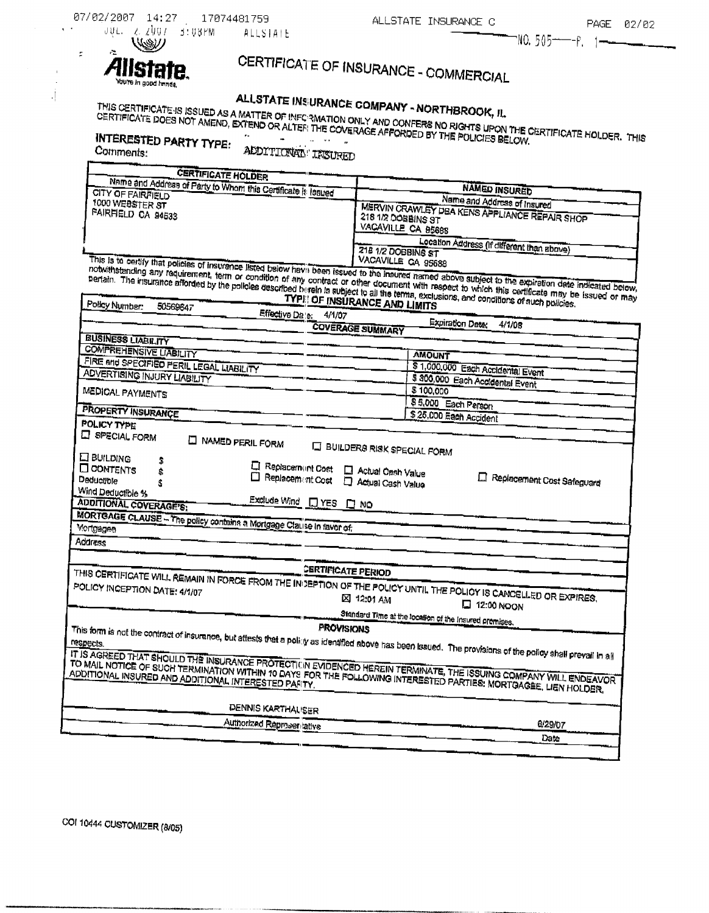**Allstate.**
You're in good hands.

# CERTIFICATE OF INSURANCE - COMMERCIAL

## ALLSTATE INSURANCE COMPANY - NORTHBROOK, IL

THIS CERTIFICATE IS ISSUED AS A MATTER OF INFORMATION ONLY AND CONFERS NO RIGHTS UPON THE CERTIFICATE HOLDER. THIS CERTIFICATE DOES NOT AMEND, EXTEND OR ALTER THE COVERAGE AFFORDED BY THE POLICIES BELOW.

**INTERESTED PARTY TYPE:** ADDITIONAL INSURED

Comments:

| CERTIFICATE HOLDER | NAMED INSURED |
|---|---|
| Name and Address of Party to Whom this Certificate is Issued | Name and Address of Insured |
| CITY OF FAIRFIELD<br>1000 WEBSTER ST<br>FAIRFIELD CA 94533 | MERVIN CRAWLEY DBA KENS APPLIANCE REPAIR SHOP<br>218 1/2 DOBBINS ST<br>VACAVILLE CA 95688 |
| | Location Address (If different than above)<br>218 1/2 DOBBINS ST<br>VACAVILLE CA 95688 |

This is to certify that policies of insurance listed below have been issued to the insured named above subject to the expiration date indicated below, notwithstanding any requirement, term or condition of any contract or other document with respect to which this certificate may be issued or may pertain. The insurance afforded by the policies described herein is subject to all the terms, exclusions, and conditions of such policies.

### TYPE OF INSURANCE AND LIMITS

Policy Number: 50569647 Effective Date: 4/1/07 Expiration Date: 4/1/08

**COVERAGE SUMMARY**

| | AMOUNT |
|---|---|
| BUSINESS LIABILITY | |
| COMPREHENSIVE LIABILITY | $ 1,000,000 Each Accidental Event |
| FIRE and SPECIFIED PERIL LEGAL LIABILITY | $ 300,000 Each Accidental Event |
| ADVERTISING INJURY LIABILITY | $ 100,000 |
| MEDICAL PAYMENTS | $ 5,000 Each Person |
| | $ 25,000 Each Accident |

**PROPERTY INSURANCE**

POLICY TYPE

☐ SPECIAL FORM ☐ NAMED PERIL FORM ☐ BUILDERS RISK SPECIAL FORM

☐ BUILDING $ ☐ Replacement Cost ☐ Actual Cash Value

☐ CONTENTS $ ☐ Replacement Cost ☐ Actual Cash Value ☐ Replacement Cost Safeguard

Deductible $

Wind Deductible %

Exclude Wind ☐ YES ☐ NO

**ADDITIONAL COVERAGE'S:**

**MORTGAGE CLAUSE** – The policy contains a Mortgage Clause in favor of:

Mortgagee

Address

### CERTIFICATE PERIOD

THIS CERTIFICATE WILL REMAIN IN FORCE FROM THE INCEPTION OF THE POLICY UNTIL THE POLICY IS CANCELLED OR EXPIRES.

POLICY INCEPTION DATE: 4/1/07 ☒ 12:01 AM ☐ 12:00 NOON

Standard Time at the location of the insured premises.

### PROVISIONS

This form is not the contract of insurance, but attests that a policy as identified above has been issued. The provisions of the policy shall prevail in all respects.

IT IS AGREED THAT SHOULD THE INSURANCE PROTECTION EVIDENCED HEREIN TERMINATE, THE ISSUING COMPANY WILL ENDEAVOR TO MAIL NOTICE OF SUCH TERMINATION WITHIN 10 DAYS FOR THE FOLLOWING INTERESTED PARTIES: MORTGAGEE, LIEN HOLDER, ADDITIONAL INSURED AND ADDITIONAL INTERESTED PARTY.

DENNIS KARTHAUSER
Authorized Representative

6/29/07
Date

COI 10444 CUSTOMIZER (8/05)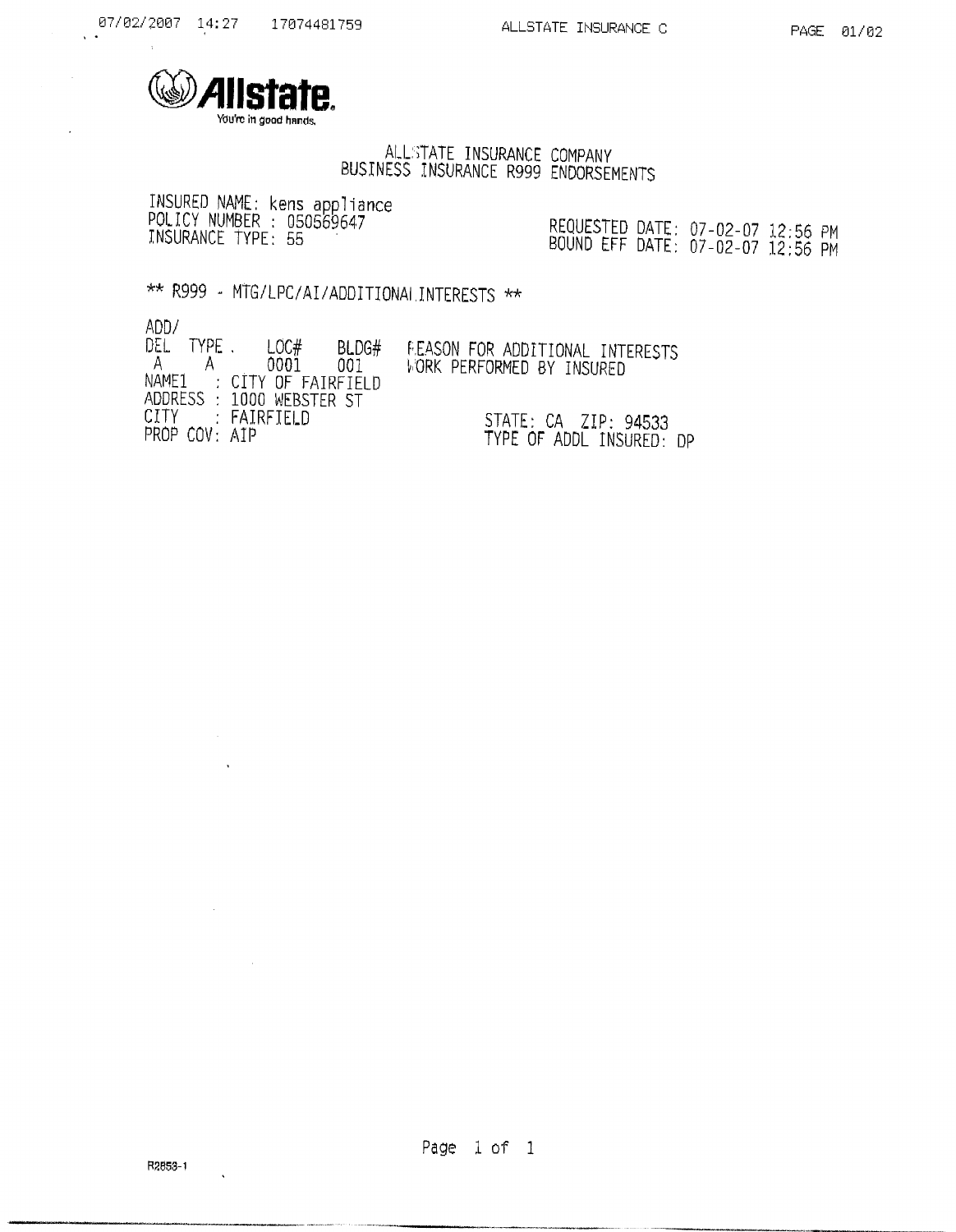**Allstate.**
You're in good hands.

ALLSTATE INSURANCE COMPANY
BUSINESS INSURANCE R999 ENDORSEMENTS

INSURED NAME: kens appliance
POLICY NUMBER : 050569647
INSURANCE TYPE: 55

REQUESTED DATE: 07-02-07 12:56 PM
BOUND EFF DATE: 07-02-07 12:56 PM

** R999 - MTG/LPC/AI/ADDITIONAL INTERESTS **

| ADD/ DEL | TYPE | LOC# | BLDG# | REASON FOR ADDITIONAL INTERESTS |
|---|---|---|---|---|
| A | A | 0001 | 001 | WORK PERFORMED BY INSURED |

NAME1 : CITY OF FAIRFIELD
ADDRESS : 1000 WEBSTER ST
CITY : FAIRFIELD STATE: CA ZIP: 94533
PROP COV: AIP TYPE OF ADDL INSURED: DP

R2853-1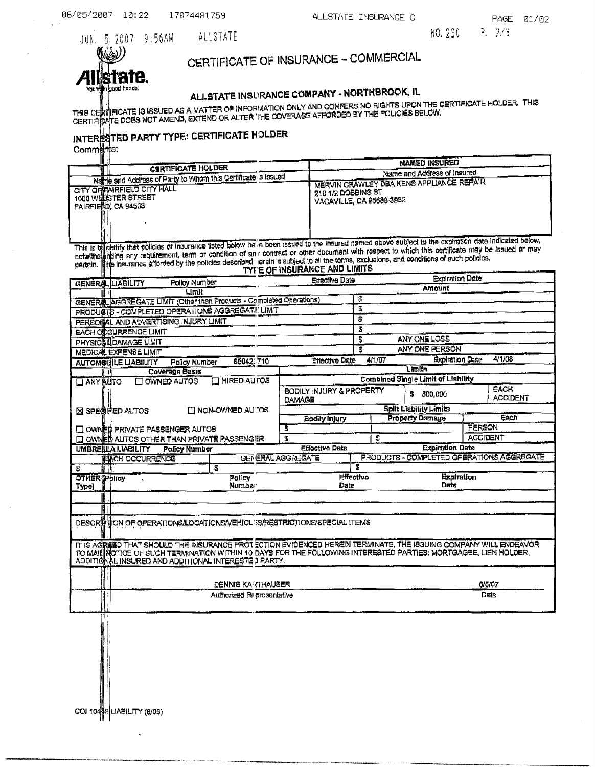# CERTIFICATE OF INSURANCE – COMMERCIAL

Allstate. You're in good hands.

## ALLSTATE INSURANCE COMPANY - NORTHBROOK, IL

THIS CERTIFICATE IS ISSUED AS A MATTER OF INFORMATION ONLY AND CONFERS NO RIGHTS UPON THE CERTIFICATE HOLDER. THIS CERTIFICATE DOES NOT AMEND, EXTEND OR ALTER THE COVERAGE AFFORDED BY THE POLICIES BELOW.

### INTERESTED PARTY TYPE: CERTIFICATE HOLDER

Comments:

| CERTIFICATE HOLDER | NAMED INSURED |
|---|---|
| Name and Address of Party to Whom this Certificate is Issued | Name and Address of Insured |
| CITY OF FAIRFIELD CITY HALL<br>1000 WEBSTER STREET<br>FAIRFIELD, CA 94533 | MERVIN CRAWLEY DBA KENS APPLIANCE REPAIR<br>218 1/2 DOBBINS ST<br>VACAVILLE, CA 95688-3932 |

This is to certify that policies of insurance listed below have been issued to the insured named above subject to the expiration date indicated below, notwithstanding any requirement, term or condition of any contract or other document with respect to which this certificate may be issued or may pertain. The insurance afforded by the policies described herein is subject to all the terms, exclusions, and conditions of such policies.

**TYPE OF INSURANCE AND LIMITS**

| GENERAL LIABILITY | Policy Number | Effective Date | Expiration Date |
|---|---|---|---|
| Limit | | | Amount |
| GENERAL AGGREGATE LIMIT (Other than Products - Completed Operations) | | $ | |
| PRODUCTS - COMPLETED OPERATIONS AGGREGATE LIMIT | | $ | |
| PERSONAL AND ADVERTISING INJURY LIMIT | | $ | |
| EACH OCCURRENCE LIMIT | | $ | |
| PHYSICAL DAMAGE LIMIT | | $ | ANY ONE LOSS |
| MEDICAL EXPENSE LIMIT | | $ | ANY ONE PERSON |

| AUTOMOBILE LIABILITY | Policy Number 650423710 | Effective Date 4/1/07 | | Expiration Date 4/1/08 | |
|---|---|---|---|---|---|
| Coverage Basis | | Limits | | | |
| ☐ ANY AUTO ☐ OWNED AUTOS | ☐ HIRED AUTOS | Combined Single Limit of Liability | | | |
| | | BODILY INJURY & PROPERTY DAMAGE | | $ 500,000 | EACH ACCIDENT |
| ☒ SPECIFIED AUTOS | ☐ NON-OWNED AUTOS | Split Liability Limits | | | |
| | | Bodily Injury | | Property Damage | Each |
| ☐ OWNED PRIVATE PASSENGER AUTOS | | $ | | | PERSON |
| ☐ OWNED AUTOS OTHER THAN PRIVATE PASSENGER | | $ | | $ | ACCIDENT |

| UMBRELLA LIABILITY | Policy Number | Effective Date | Expiration Date |
|---|---|---|---|
| EACH OCCURRENCE | GENERAL AGGREGATE | | PRODUCTS - COMPLETED OPERATIONS AGGREGATE |
| $ | $ | | $ |

| OTHER (Policy Type) | Policy Number | Effective Date | Expiration Date |
|---|---|---|---|
| | | | |

DESCRIPTION OF OPERATIONS/LOCATIONS/VEHICLES/RESTRICTIONS/SPECIAL ITEMS

IT IS AGREED THAT SHOULD THE INSURANCE PROTECTION EVIDENCED HEREIN TERMINATE, THE ISSUING COMPANY WILL ENDEAVOR TO MAIL NOTICE OF SUCH TERMINATION WITHIN 10 DAYS FOR THE FOLLOWING INTERESTED PARTIES: MORTGAGEE, LIEN HOLDER, ADDITIONAL INSURED AND ADDITIONAL INTERESTED PARTY.

| DENNIS KARTHAUSER | 6/5/07 |
|---|---|
| Authorized Representative | Date |

COI 10442 LIABILITY (8/05)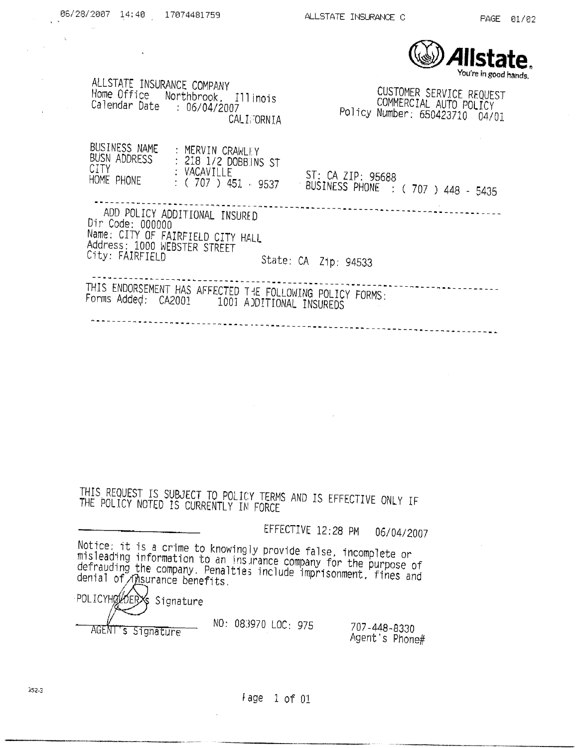**Allstate.**
You're in good hands.

ALLSTATE INSURANCE COMPANY
Home Office Northbrook, Illinois
Calendar Date : 06/04/2007
CALIFORNIA

CUSTOMER SERVICE REQUEST
COMMERCIAL AUTO POLICY
Policy Number: 650423710 04/01

BUSINESS NAME : MERVIN CRAWLEY
BUSN ADDRESS : 218 1/2 DOBBINS ST
CITY : VACAVILLE ST: CA ZIP: 95688
HOME PHONE : ( 707 ) 451 - 9537 BUSINESS PHONE : ( 707 ) 448 - 5435

---

ADD POLICY ADDITIONAL INSURED
Dir Code: 000000
Name: CITY OF FAIRFIELD CITY HALL
Address: 1000 WEBSTER STREET
City: FAIRFIELD State: CA Zip: 94533

---

THIS ENDORSEMENT HAS AFFECTED THE FOLLOWING POLICY FORMS:
Forms Added: CA2001 1001 ADDITIONAL INSUREDS

---

THIS REQUEST IS SUBJECT TO POLICY TERMS AND IS EFFECTIVE ONLY IF THE POLICY NOTED IS CURRENTLY IN FORCE

EFFECTIVE 12:28 PM 06/04/2007

Notice: it is a crime to knowingly provide false, incomplete or misleading information to an insurance company for the purpose of defrauding the company. Penalties include imprisonment, fines and denial of insurance benefits.

POLICYHOLDER's Signature

AGENT's Signature NO: 083970 LOC: 975 707-448-8330 Agent's Phone#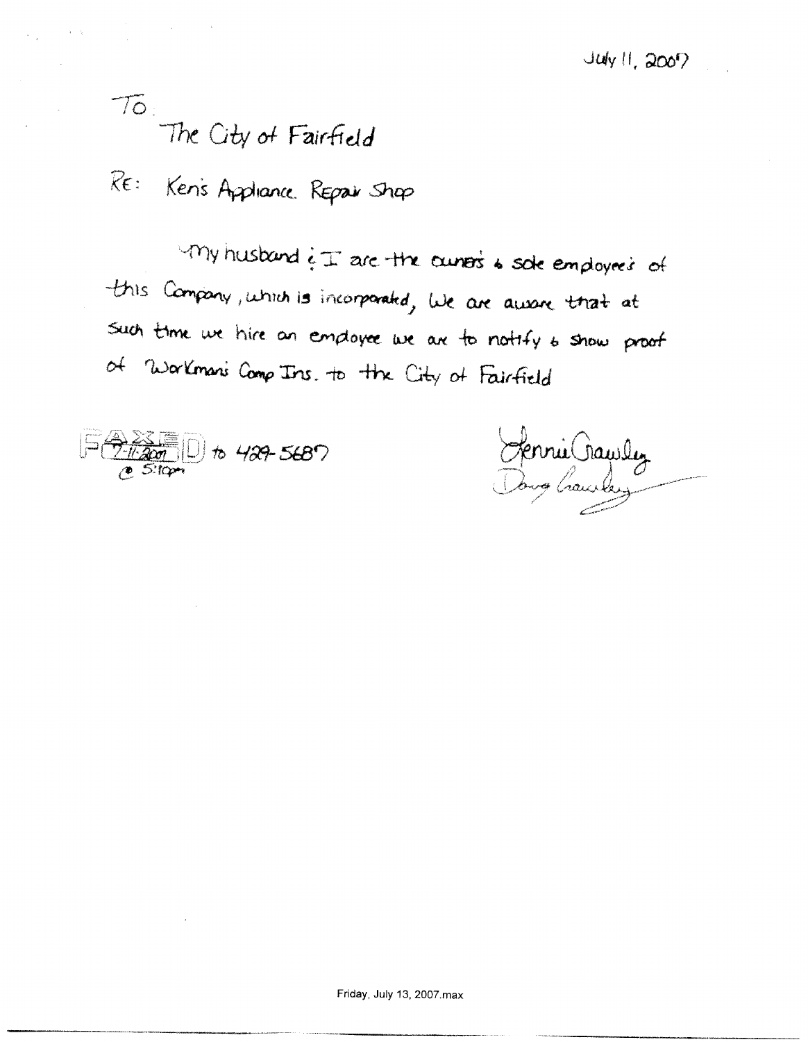July 11, 2007

To.

The City of Fairfield

RE: Ken's Appliance Repair Shop

My husband & I are the owners & sole employee's of this Company, which is incorporated, We are aware that at such time we hire an employee we are to notify & show proof of Workman's Comp Ins. to the City of Fairfield

FAXED 7-11-2007 to 429-5687 @ 5:10pm

Jennie Crawley
Doug Crawley

Friday, July 13, 2007.max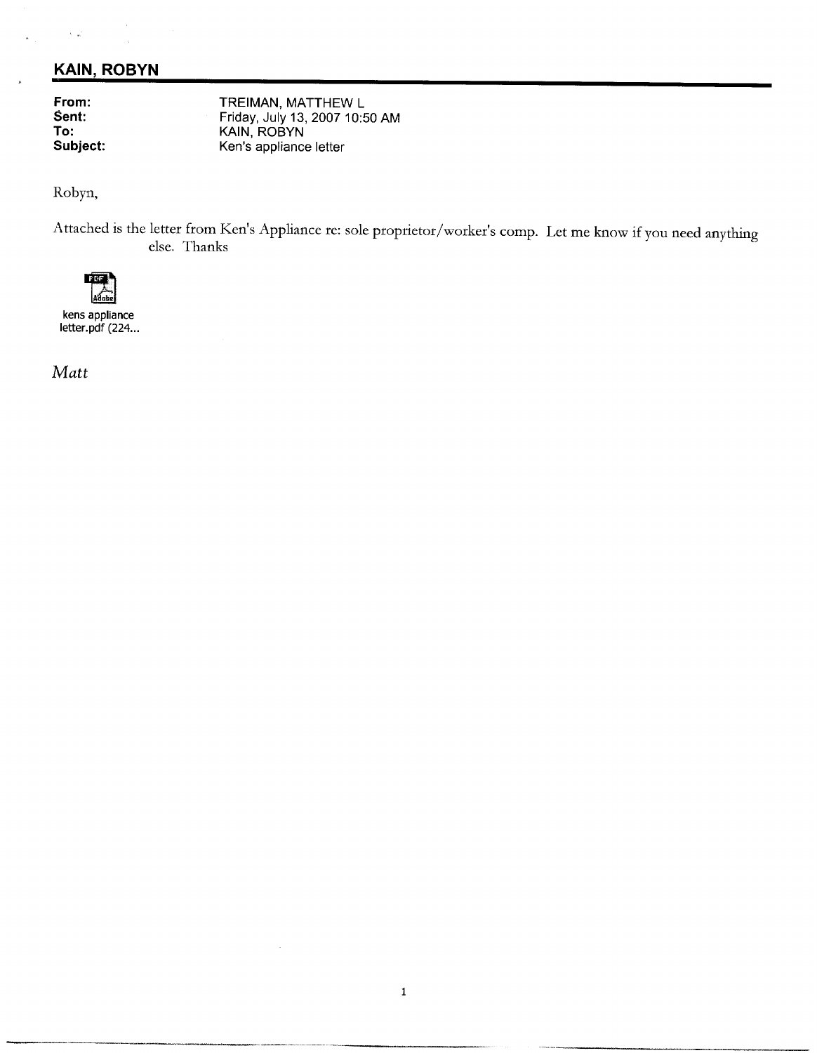## KAIN, ROBYN

**From:** TREIMAN, MATTHEW L
**Sent:** Friday, July 13, 2007 10:50 AM
**To:** KAIN, ROBYN
**Subject:** Ken's appliance letter

Robyn,

Attached is the letter from Ken's Appliance re: sole proprietor/worker's comp. Let me know if you need anything else. Thanks

kens appliance letter.pdf (224...

*Matt*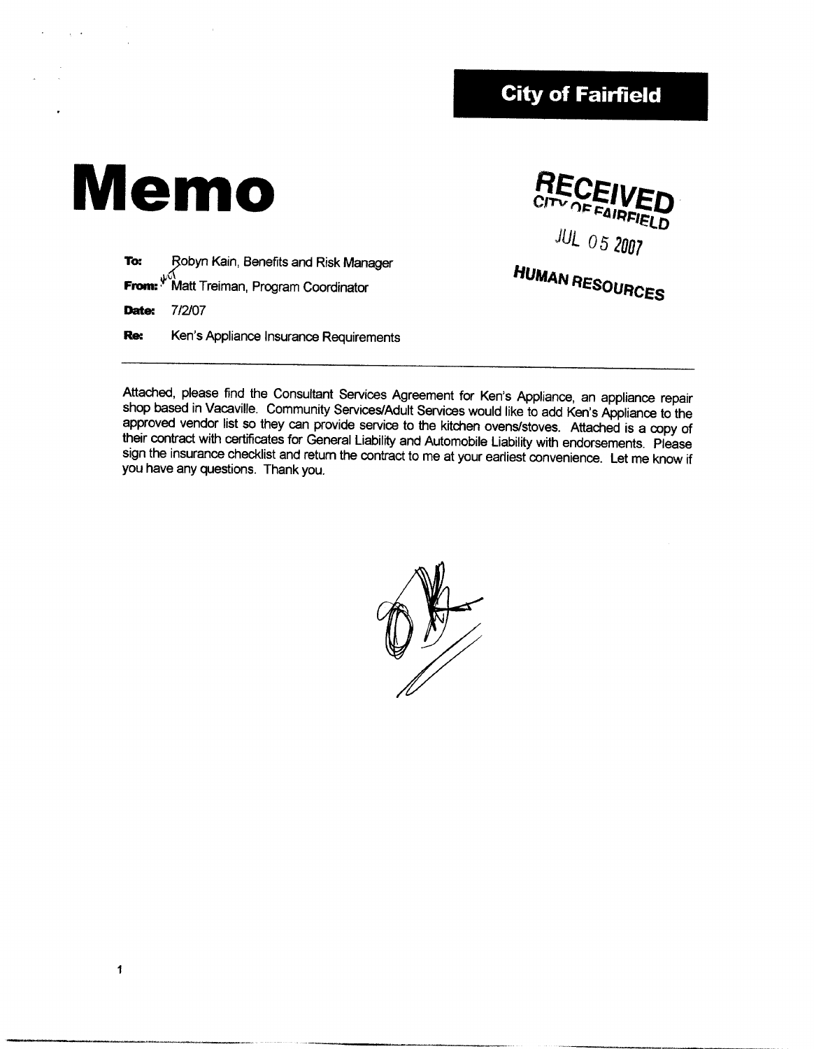**City of Fairfield**

# Memo

RECEIVED
CITY OF FAIRFIELD
JUL 05 2007
HUMAN RESOURCES

**To:** Robyn Kain, Benefits and Risk Manager

**From:** Matt Treiman, Program Coordinator

**Date:** 7/2/07

**Re:** Ken's Appliance Insurance Requirements

---

Attached, please find the Consultant Services Agreement for Ken's Appliance, an appliance repair shop based in Vacaville. Community Services/Adult Services would like to add Ken's Appliance to the approved vendor list so they can provide service to the kitchen ovens/stoves. Attached is a copy of their contract with certificates for General Liability and Automobile Liability with endorsements. Please sign the insurance checklist and return the contract to me at your earliest convenience. Let me know if you have any questions. Thank you.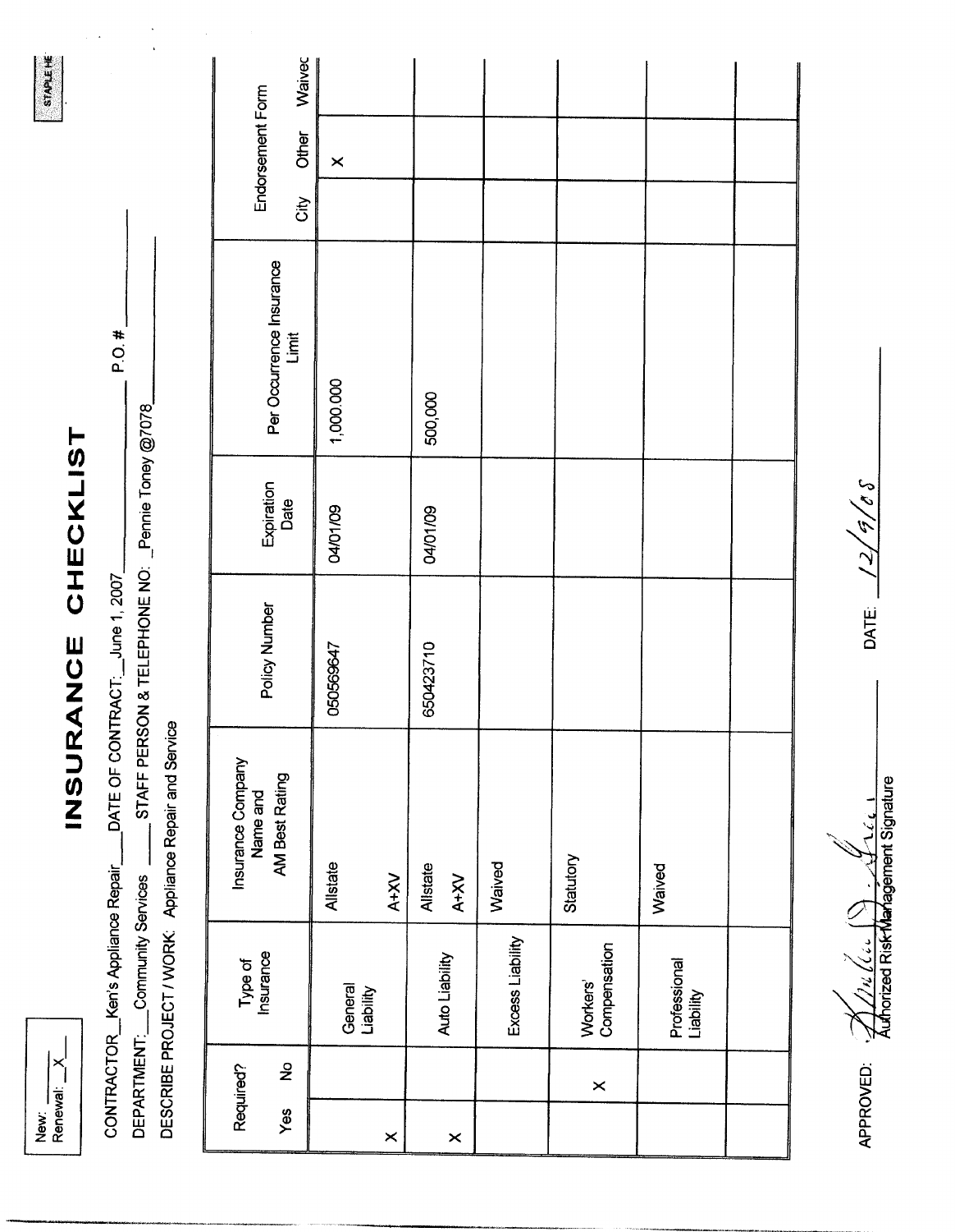New: ___
Renewal: _X_

# INSURANCE CHECKLIST

CONTRACTOR: Ken's Appliance Repair  DATE OF CONTRACT: June 1, 2007  P.O.# ___

DEPARTMENT: Community Services  STAFF PERSON & TELEPHONE NO: Pennie Toney @7078

DESCRIBE PROJECT / WORK: Appliance Repair and Service

| Required? Yes | Required? No | Type of Insurance | Insurance Company Name and AM Best Rating | Policy Number | Expiration Date | Per Occurrence Insurance Limit | Endorsement Form City | Endorsement Form Other | Endorsement Form Waived |
|---|---|---|---|---|---|---|---|---|---|
| X | | General Liability | Allstate A+XV | 050569647 | 04/01/09 | 1,000,000 | | X | |
| X | | Auto Liability | Allstate A+XV | 650423710 | 04/01/09 | 500,000 | | | |
| | | Excess Liability | Waived | | | | | | |
| | X | Workers' Compensation | Statutory | | | | | | |
| | | Professional Liability | Waived | | | | | | |
| | | | | | | | | | |

APPROVED: [signature]
Authorized Risk Management Signature

DATE: 12/9/08

STAPLE HE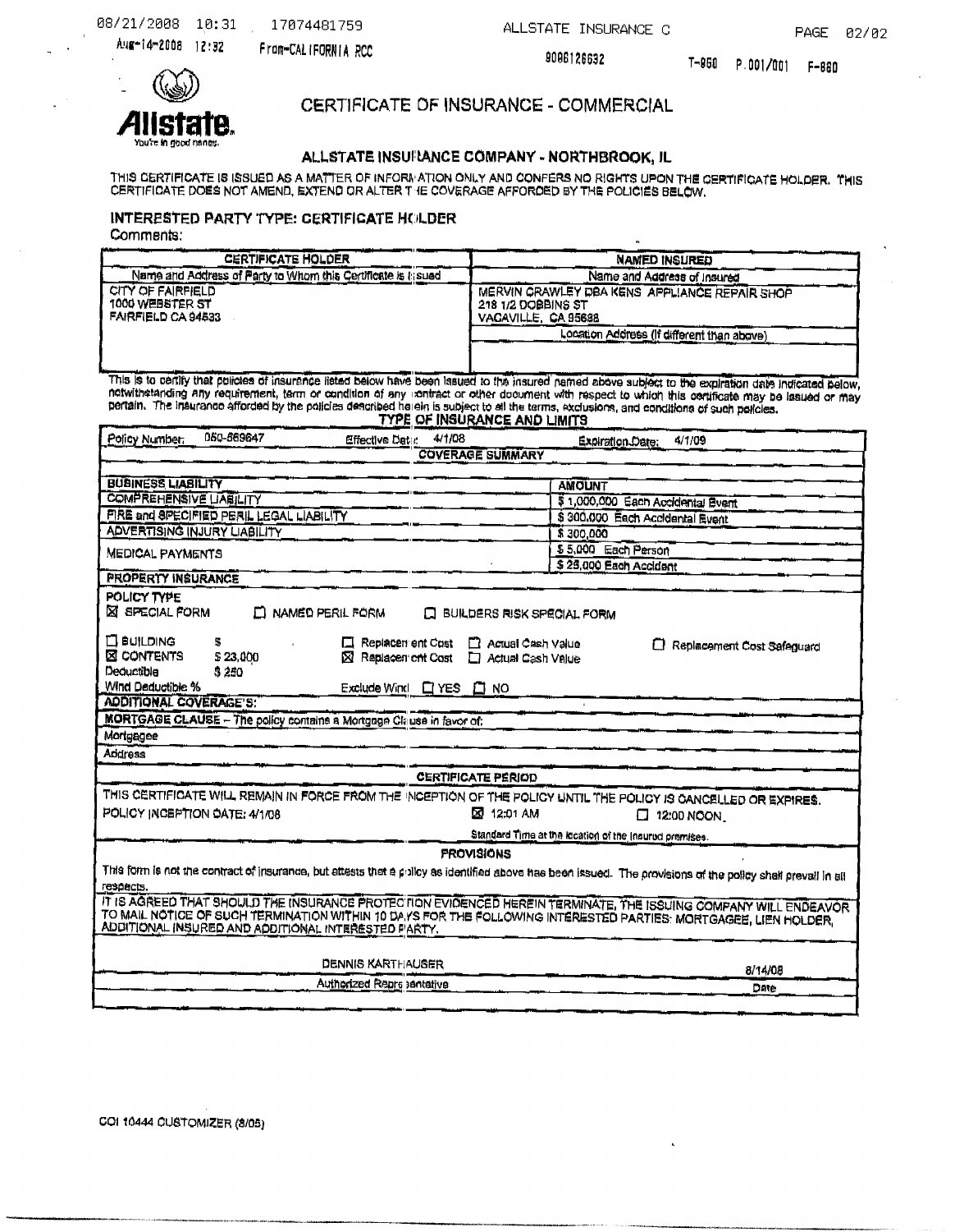# CERTIFICATE OF INSURANCE - COMMERCIAL

## ALLSTATE INSURANCE COMPANY - NORTHBROOK, IL

THIS CERTIFICATE IS ISSUED AS A MATTER OF INFORMATION ONLY AND CONFERS NO RIGHTS UPON THE CERTIFICATE HOLDER. THIS CERTIFICATE DOES NOT AMEND, EXTEND OR ALTER THE COVERAGE AFFORDED BY THE POLICIES BELOW.

### INTERESTED PARTY TYPE: CERTIFICATE HOLDER

Comments:

| CERTIFICATE HOLDER | NAMED INSURED |
|---|---|
| Name and Address of Party to Whom this Certificate is Issued | Name and Address of Insured |
| CITY OF FAIRFIELD<br>1000 WEBSTER ST<br>FAIRFIELD CA 94533 | MERVIN CRAWLEY DBA KENS APPLIANCE REPAIR SHOP<br>218 1/2 DOBBINS ST<br>VACAVILLE, CA 95688 |
| | Location Address (If different than above) |

This is to certify that policies of insurance listed below have been issued to the insured named above subject to the expiration date indicated below, notwithstanding any requirement, term or condition of any contract or other document with respect to which this certificate may be issued or may pertain. The insurance afforded by the policies described herein is subject to all the terms, exclusions, and conditions of such policies.

**TYPE OF INSURANCE AND LIMITS**

Policy Number: 050-669647 Effective Date: 4/1/08 Expiration Date: 4/1/09

**COVERAGE SUMMARY**

| BUSINESS LIABILITY | AMOUNT |
|---|---|
| COMPREHENSIVE LIABILITY | $ 1,000,000 Each Accidental Event |
| FIRE and SPECIFIED PERIL LEGAL LIABILITY | $ 300,000 Each Accidental Event |
| ADVERTISING INJURY LIABILITY | $ 300,000 |
| MEDICAL PAYMENTS | $ 5,000 Each Person<br>$ 25,000 Each Accident |

**PROPERTY INSURANCE**

POLICY TYPE

☒ SPECIAL FORM ☐ NAMED PERIL FORM ☐ BUILDERS RISK SPECIAL FORM

☐ BUILDING $ ☐ Replacement Cost ☐ Actual Cash Value ☐ Replacement Cost Safeguard

☒ CONTENTS $ 23,000 ☒ Replacement Cost ☐ Actual Cash Value

Deductible $ 250

Wind Deductible % Exclude Wind ☐ YES ☐ NO

**ADDITIONAL COVERAGE'S:**

**MORTGAGE CLAUSE** – The policy contains a Mortgage Clause in favor of:

Mortgagee

Address

**CERTIFICATE PERIOD**

THIS CERTIFICATE WILL REMAIN IN FORCE FROM THE INCEPTION OF THE POLICY UNTIL THE POLICY IS CANCELLED OR EXPIRES.

POLICY INCEPTION DATE: 4/1/08 ☒ 12:01 AM ☐ 12:00 NOON

Standard Time at the location of the insured premises.

**PROVISIONS**

This form is not the contract of insurance, but attests that a policy as identified above has been issued. The provisions of the policy shall prevail in all respects.

IT IS AGREED THAT SHOULD THE INSURANCE PROTECTION EVIDENCED HEREIN TERMINATE, THE ISSUING COMPANY WILL ENDEAVOR TO MAIL NOTICE OF SUCH TERMINATION WITHIN 10 DAYS FOR THE FOLLOWING INTERESTED PARTIES: MORTGAGEE, LIEN HOLDER, ADDITIONAL INSURED AND ADDITIONAL INTERESTED PARTY.

| DENNIS KARTHAUSER | 8/14/08 |
|---|---|
| Authorized Representative | Date |

COI 10444 CUSTOMIZER (8/05)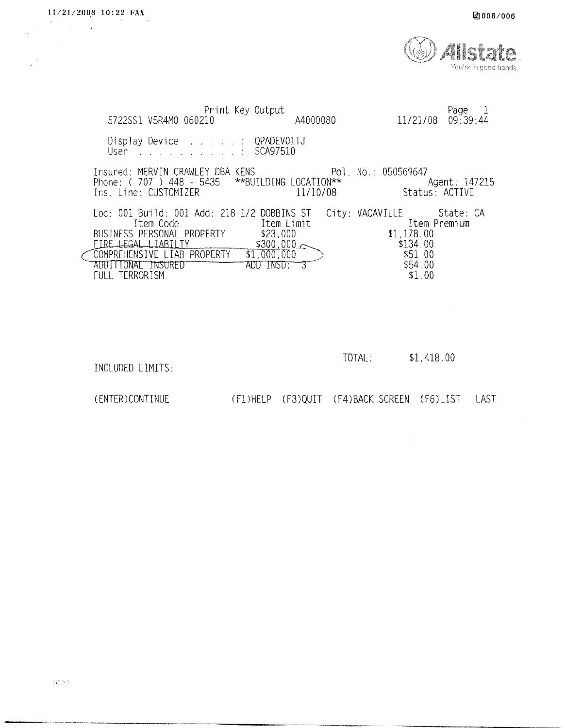Allstate
You're in good hands.

Print Key Output
5722SS1 V5R4M0 060210 A4000080 11/21/08 09:39:44

Display Device . . . . . : QPADEV01TJ
User . . . . . . . . . . : SCA97510

Insured: MERVIN CRAWLEY DBA KENS Pol. No.: 050569647
Phone: ( 707 ) 448 - 5435 **BUILDING LOCATION** Agent: 147215
Ins. Line: CUSTOMIZER 11/10/08 Status: ACTIVE

Loc: 001 Build: 001 Add: 218 1/2 DOBBINS ST City: VACAVILLE State: CA

| Item Code | Item Limit | Item Premium |
|---|---|---|
| BUSINESS PERSONAL PROPERTY | $23,000 | $1,178.00 |
| FIRE LEGAL LIABILTY | $300,000 | $134.00 |
| COMPREHENSIVE LIAB PROPERTY | $1,000,000 | $51.00 |
| ADDITIONAL INSURED | ADD INSD: 3 | $54.00 |
| FULL TERRORISM | | $1.00 |

TOTAL: $1,418.00

INCLUDED LIMITS:

(ENTER)CONTINUE (F1)HELP (F3)QUIT (F4)BACK SCREEN (F6)LIST LAST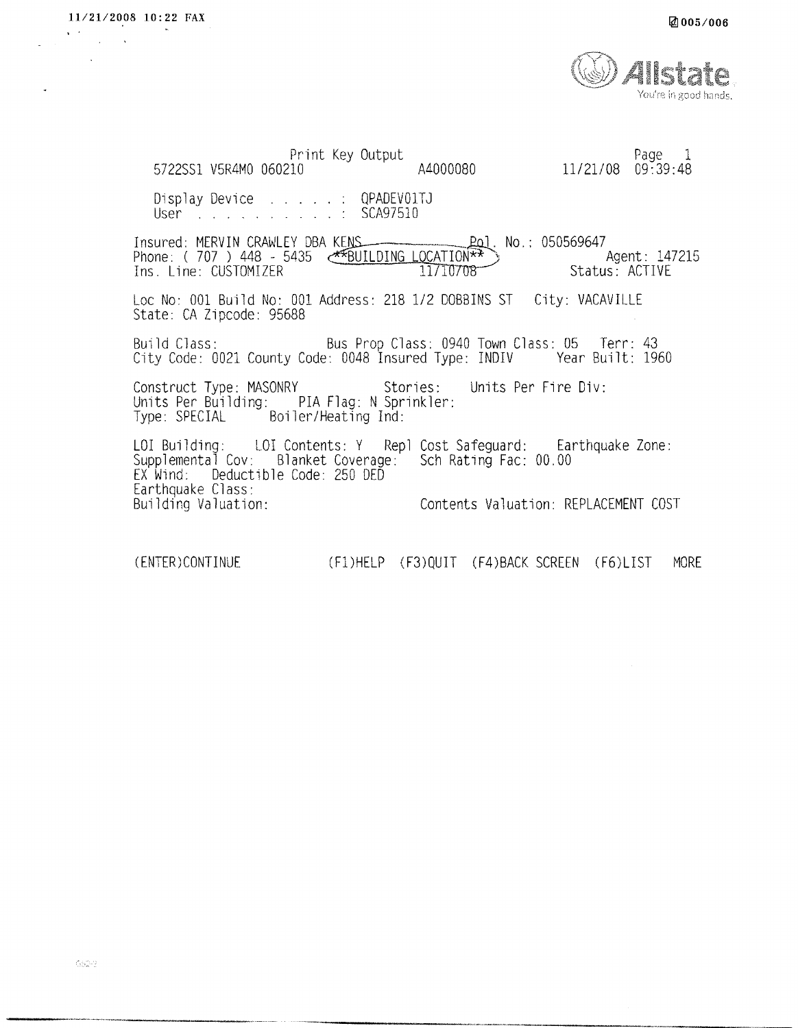Allstate
You're in good hands.

```
                    Print Key Output                                    Page  1
5722SS1 V5R4M0 060210                  A4000080             11/21/08  09:39:48

Display Device . . . . . :  QPADEV01TJ
User . . . . . . . . . . :  SCA97510

Insured: MERVIN CRAWLEY DBA KENS                     Pol. No.: 050569647
Phone: ( 707 ) 448 - 5435   **BUILDING LOCATION**                 Agent: 147215
Ins. Line: CUSTOMIZER              11/10/08                 Status: ACTIVE

Loc No: 001 Build No: 001 Address: 218 1/2 DOBBINS ST   City: VACAVILLE
State: CA Zipcode: 95688

Build Class:              Bus Prop Class: 0940 Town Class: 05   Terr: 43
City Code: 0021 County Code: 0048 Insured Type: INDIV    Year Built: 1960

Construct Type: MASONRY          Stories:    Units Per Fire Div:
Units Per Building:    PIA Flag: N Sprinkler:
Type: SPECIAL     Boiler/Heating Ind:

LOI Building:    LOI Contents: Y   Repl Cost Safeguard:    Earthquake Zone:
Supplemental Cov:   Blanket Coverage:   Sch Rating Fac: 00.00
EX Wind:   Deductible Code: 250 DED
Earthquake Class:
Building Valuation:                    Contents Valuation: REPLACEMENT COST


(ENTER)CONTINUE           (F1)HELP  (F3)QUIT  (F4)BACK SCREEN  (F6)LIST   MORE
```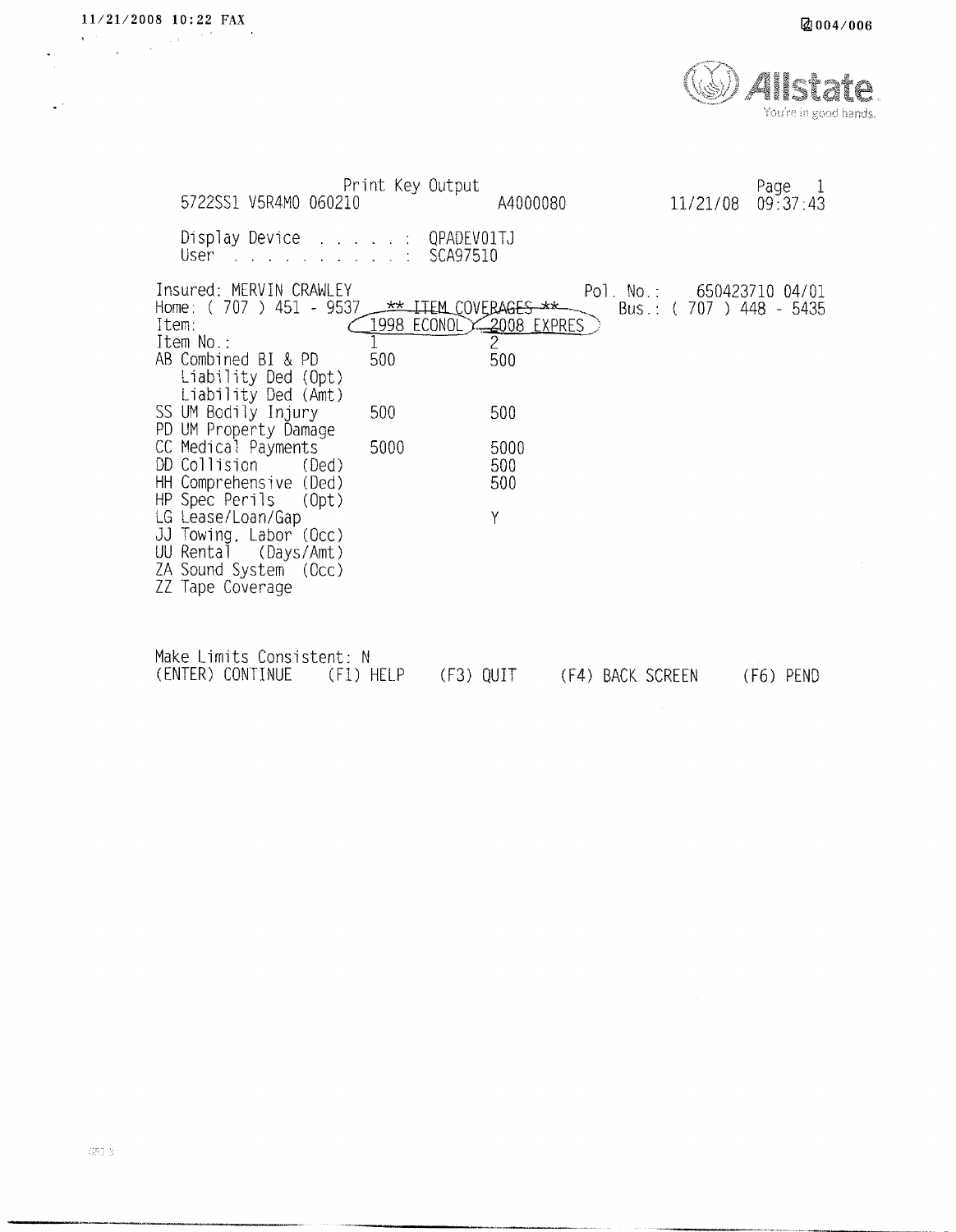Allstate
You're in good hands.

```
                      Print Key Output                                    Page  1
 5722SS1 V5R4M0 060210                    A4000080              11/21/08  09:37:43

 Display Device . . . . . :  QPADEV01TJ
 User . . . . . . . . . . :  SCA97510
```

Insured: MERVIN CRAWLEY | Pol. No.: 650423710 04/01
Home: ( 707 ) 451 - 9537 | Bus.: ( 707 ) 448 - 5435

** ITEM COVERAGES **

| Item: | 1998 ECONOL | 2008 EXPRES |
|---|---|---|
| Item No.: | 1 | 2 |
| AB Combined BI & PD | 500 | 500 |
| Liability Ded (Opt) | | |
| Liability Ded (Amt) | | |
| SS UM Bodily Injury | 500 | 500 |
| PD UM Property Damage | | |
| CC Medical Payments | 5000 | 5000 |
| DD Collision (Ded) | | 500 |
| HH Comprehensive (Ded) | | 500 |
| HP Spec Perils (Opt) | | |
| LG Lease/Loan/Gap | | Y |
| JJ Towing, Labor (Occ) | | |
| UU Rental (Days/Amt) | | |
| ZA Sound System (Occ) | | |
| ZZ Tape Coverage | | |

Make Limits Consistent: N

(ENTER) CONTINUE    (F1) HELP    (F3) QUIT    (F4) BACK SCREEN    (F6) PEND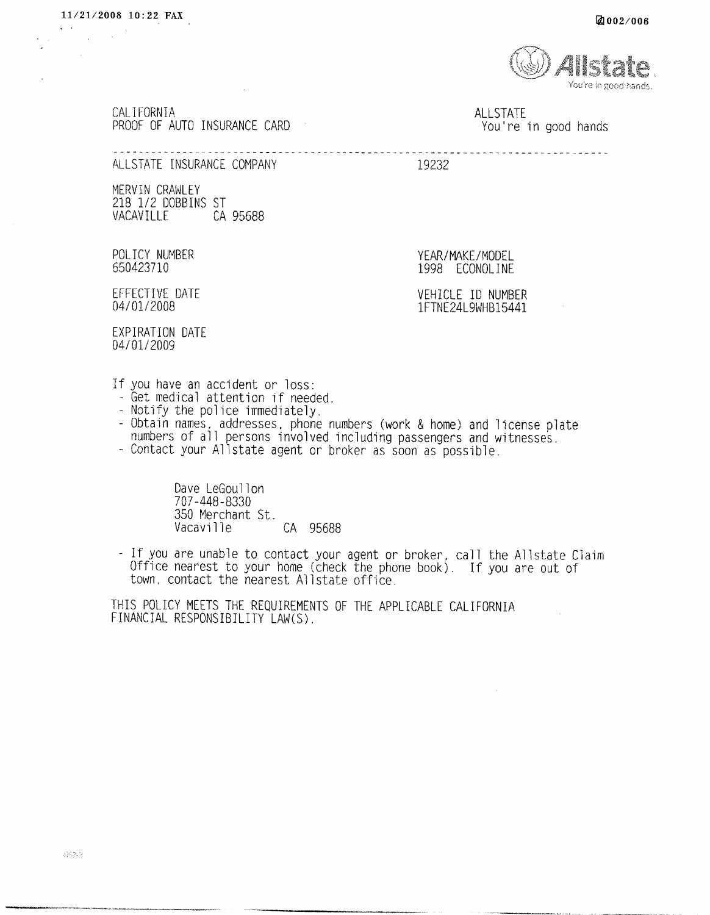CALIFORNIA
PROOF OF AUTO INSURANCE CARD

ALLSTATE
You're in good hands

---

ALLSTATE INSURANCE COMPANY 19232

MERVIN CRAWLEY
218 1/2 DOBBINS ST
VACAVILLE CA 95688

POLICY NUMBER
650423710

YEAR/MAKE/MODEL
1998 ECONOLINE

EFFECTIVE DATE
04/01/2008

VEHICLE ID NUMBER
1FTNE24L9WHB15441

EXPIRATION DATE
04/01/2009

If you have an accident or loss:

- Get medical attention if needed.
- Notify the police immediately.
- Obtain names, addresses, phone numbers (work & home) and license plate numbers of all persons involved including passengers and witnesses.
- Contact your Allstate agent or broker as soon as possible.

Dave LeGoullon
707-448-8330
350 Merchant St.
Vacaville CA 95688

- If you are unable to contact your agent or broker, call the Allstate Claim Office nearest to your home (check the phone book). If you are out of town, contact the nearest Allstate office.

THIS POLICY MEETS THE REQUIREMENTS OF THE APPLICABLE CALIFORNIA FINANCIAL RESPONSIBILITY LAW(S).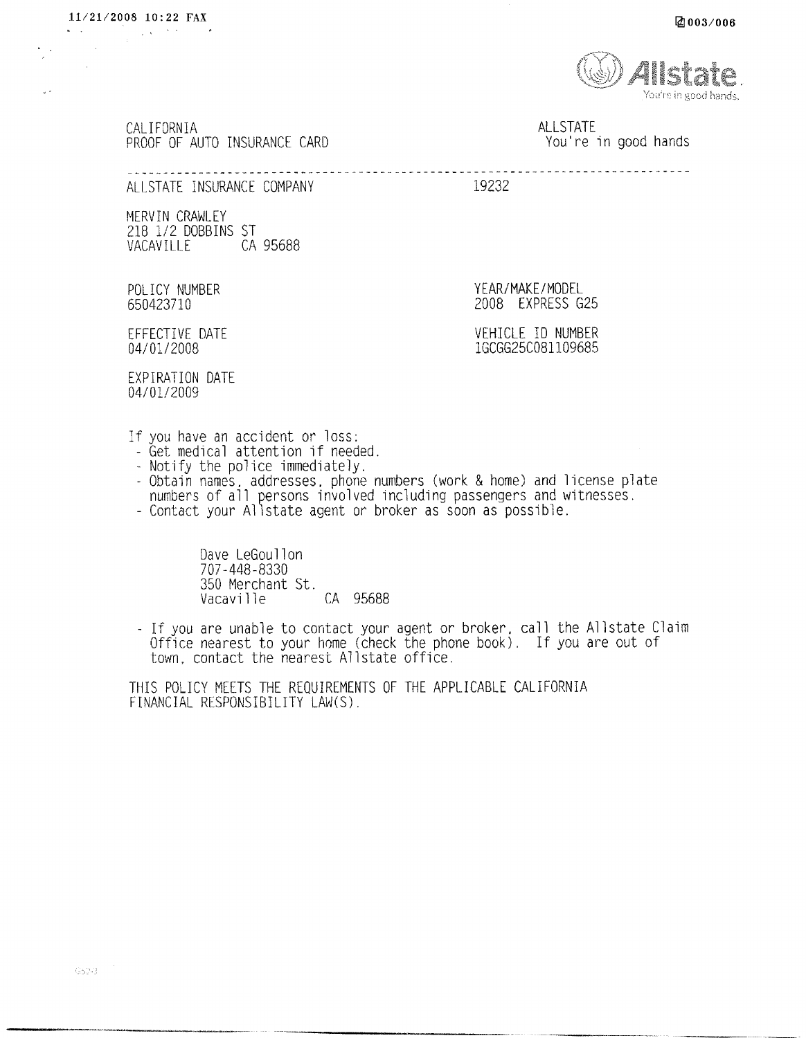CALIFORNIA
PROOF OF AUTO INSURANCE CARD

ALLSTATE
You're in good hands

---

ALLSTATE INSURANCE COMPANY 19232

MERVIN CRAWLEY
218 1/2 DOBBINS ST
VACAVILLE CA 95688

POLICY NUMBER
650423710

YEAR/MAKE/MODEL
2008 EXPRESS G25

EFFECTIVE DATE
04/01/2008

VEHICLE ID NUMBER
1GCGG25C081109685

EXPIRATION DATE
04/01/2009

If you have an accident or loss:

- Get medical attention if needed.
- Notify the police immediately.
- Obtain names, addresses, phone numbers (work & home) and license plate numbers of all persons involved including passengers and witnesses.
- Contact your Allstate agent or broker as soon as possible.

Dave LeGoullon
707-448-8330
350 Merchant St.
Vacaville CA 95688

- If you are unable to contact your agent or broker, call the Allstate Claim Office nearest to your home (check the phone book). If you are out of town, contact the nearest Allstate office.

THIS POLICY MEETS THE REQUIREMENTS OF THE APPLICABLE CALIFORNIA FINANCIAL RESPONSIBILITY LAW(S).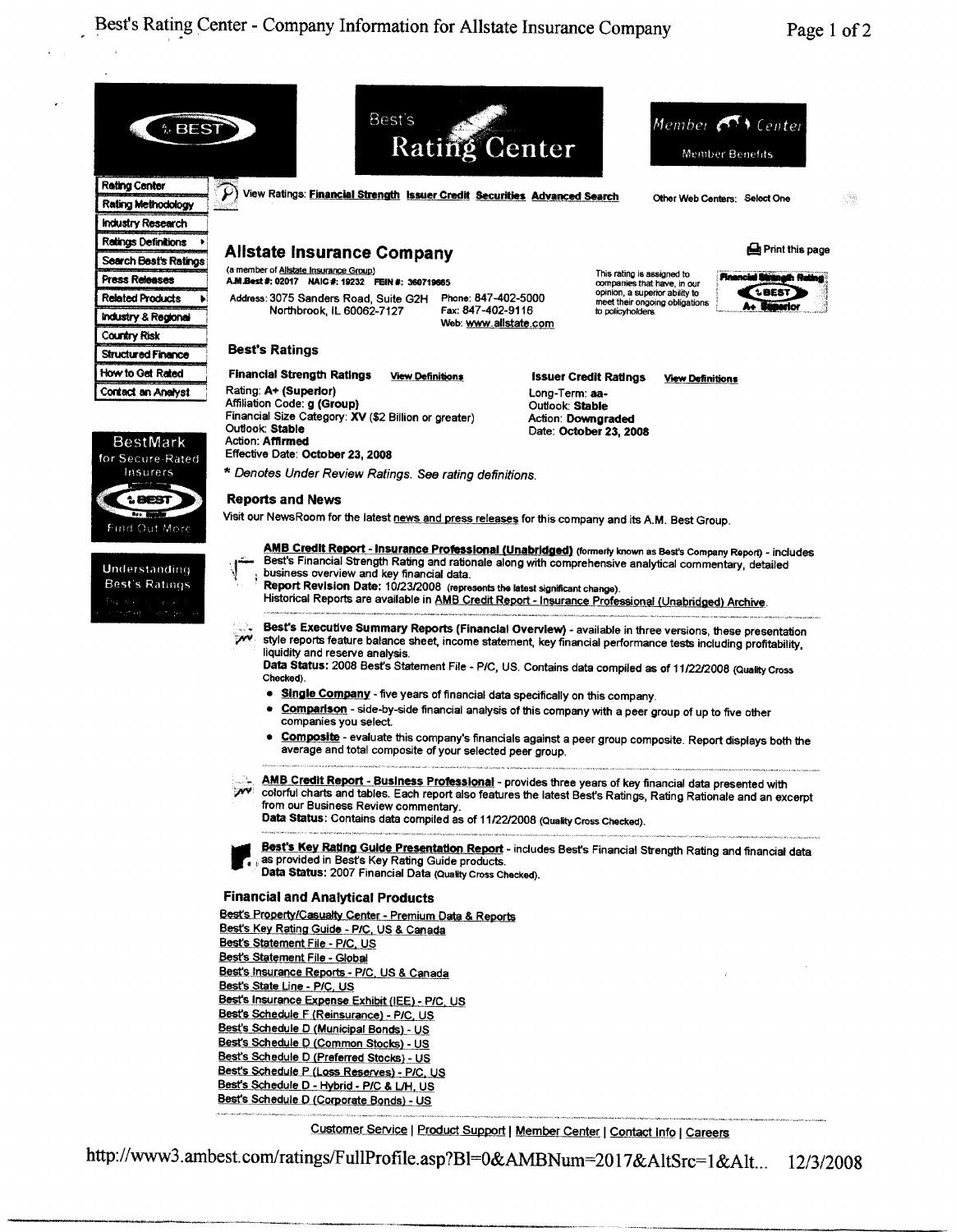Best's Rating Center - Company Information for Allstate Insurance Company

Best's Rating Center

Member Center

Member Benefits

- Rating Center
- Rating Methodology
- Industry Research
- Ratings Definitions
- Search Best's Ratings
- Press Releases
- Related Products
- Industry & Regional
- Country Risk
- Structured Finance
- How to Get Rated
- Contact an Analyst

View Ratings: Financial Strength Issuer Credit Securities Advanced Search

Other Web Centers: Select One

## Allstate Insurance Company

Print this page

(a member of Allstate Insurance Group)
A.M.Best #: 02017 NAIC #: 19232 FEIN #: 360719665

Address: 3075 Sanders Road, Suite G2H
Northbrook, IL 60062-7127

Phone: 847-402-5000
Fax: 847-402-9116
Web: www.allstate.com

This rating is assigned to companies that have, in our opinion, a superior ability to meet their ongoing obligations to policyholders.

Financial Strength Rating A+ Superior

### Best's Ratings

**Financial Strength Ratings** View Definitions

Rating: **A+ (Superior)**
Affiliation Code: **g (Group)**
Financial Size Category: **XV** ($2 Billion or greater)
Outlook: **Stable**
Action: **Affirmed**
Effective Date: **October 23, 2008**

**Issuer Credit Ratings** View Definitions

Long-Term: **aa-**
Outlook: **Stable**
Action: **Downgraded**
Date: **October 23, 2008**

*\* Denotes Under Review Ratings. See rating definitions.*

### Reports and News

Visit our NewsRoom for the latest news and press releases for this company and its A.M. Best Group.

**AMB Credit Report - Insurance Professional (Unabridged)** (formerly known as Best's Company Report) - includes Best's Financial Strength Rating and rationale along with comprehensive analytical commentary, detailed business overview and key financial data.
**Report Revision Date:** 10/23/2008 (represents the latest significant change).
Historical Reports are available in AMB Credit Report - Insurance Professional (Unabridged) Archive.

**Best's Executive Summary Reports (Financial Overview)** - available in three versions, these presentation style reports feature balance sheet, income statement, key financial performance tests including profitability, liquidity and reserve analysis.
**Data Status:** 2008 Best's Statement File - P/C, US. Contains data compiled as of 11/22/2008 (Quality Cross Checked).

- **Single Company** - five years of financial data specifically on this company.
- **Comparison** - side-by-side financial analysis of this company with a peer group of up to five other companies you select.
- **Composite** - evaluate this company's financials against a peer group composite. Report displays both the average and total composite of your selected peer group.

**AMB Credit Report - Business Professional** - provides three years of key financial data presented with colorful charts and tables. Each report also features the latest Best's Ratings, Rating Rationale and an excerpt from our Business Review commentary.
**Data Status:** Contains data compiled as of 11/22/2008 (Quality Cross Checked).

**Best's Key Rating Guide Presentation Report** - includes Best's Financial Strength Rating and financial data as provided in Best's Key Rating Guide products.
**Data Status:** 2007 Financial Data (Quality Cross Checked).

### Financial and Analytical Products

- Best's Property/Casualty Center - Premium Data & Reports
- Best's Key Rating Guide - P/C, US & Canada
- Best's Statement File - P/C, US
- Best's Statement File - Global
- Best's Insurance Reports - P/C, US & Canada
- Best's State Line - P/C, US
- Best's Insurance Expense Exhibit (IEE) - P/C, US
- Best's Schedule F (Reinsurance) - P/C, US
- Best's Schedule D (Municipal Bonds) - US
- Best's Schedule D (Common Stocks) - US
- Best's Schedule D (Preferred Stocks) - US
- Best's Schedule P (Loss Reserves) - P/C, US
- Best's Schedule D - Hybrid - P/C & L/H, US
- Best's Schedule D (Corporate Bonds) - US

Customer Service | Product Support | Member Center | Contact Info | Careers

http://www3.ambest.com/ratings/FullProfile.asp?BI=0&AMBNum=2017&AltSrc=1&Alt... 12/3/2008